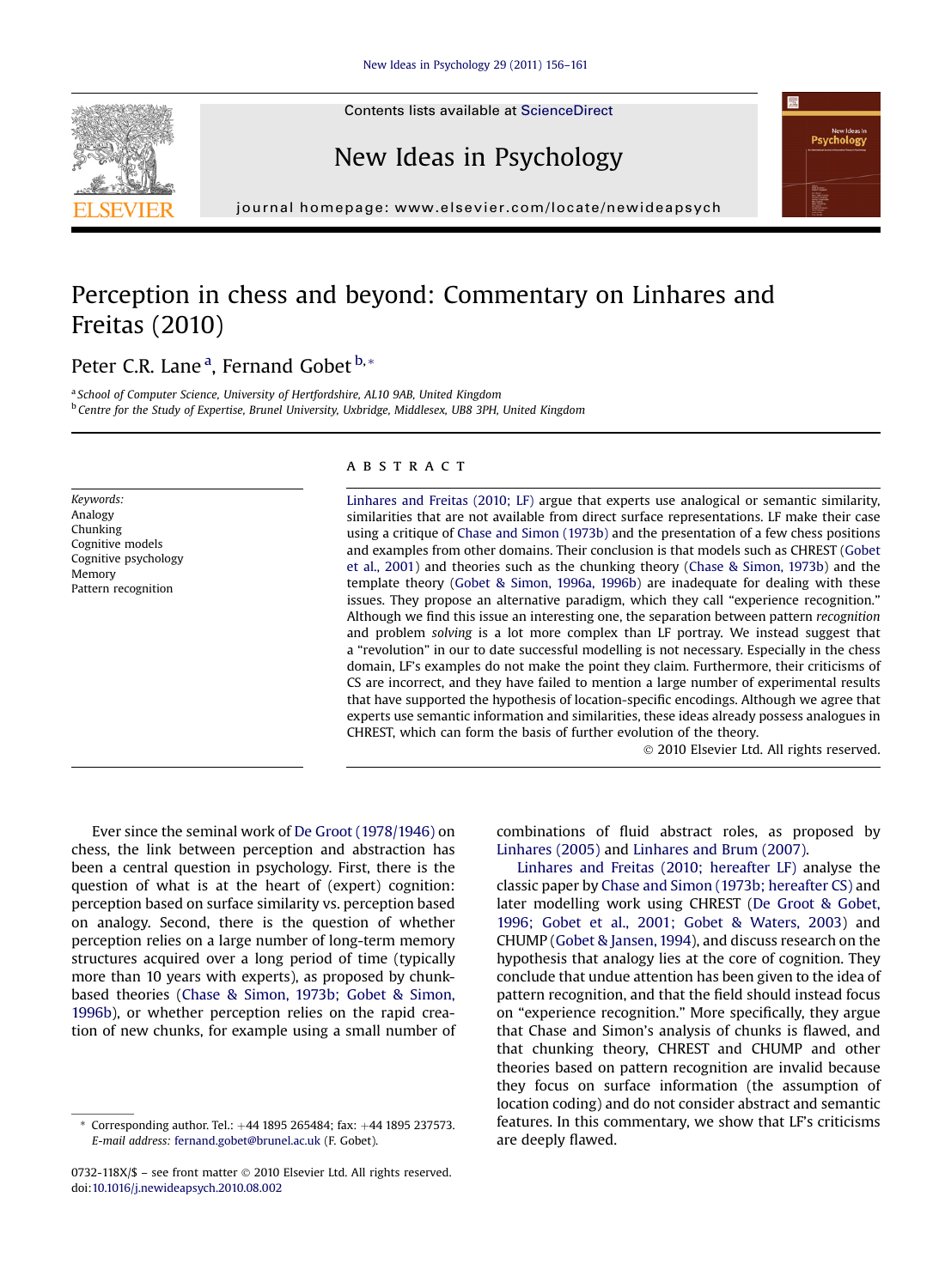# Perception in chess and beyond: Commentary on Linhares and Freitas (2010)

Peter C.R. Lane [a], Fernand Gobet [b,*]

[a] School of Computer Science, University of Hertfordshire, AL10 9AB, United Kingdom
[b] Centre for the Study of Expertise, Brunel University, Uxbridge, Middlesex, UB8 3PH, United Kingdom

**Keywords:**
Analogy
Chunking
Cognitive models
Cognitive psychology
Memory
Pattern recognition

## ABSTRACT

Linhares and Freitas (2010; LF) argue that experts use analogical or semantic similarity, similarities that are not available from direct surface representations. LF make their case using a critique of Chase and Simon (1973b) and the presentation of a few chess positions and examples from other domains. Their conclusion is that models such as CHREST (Gobet et al., 2001) and theories such as the chunking theory (Chase & Simon, 1973b) and the template theory (Gobet & Simon, 1996a, 1996b) are inadequate for dealing with these issues. They propose an alternative paradigm, which they call "experience recognition." Although we find this issue an interesting one, the separation between pattern *recognition* and problem *solving* is a lot more complex than LF portray. We instead suggest that a "revolution" in our to date successful modelling is not necessary. Especially in the chess domain, LF's examples do not make the point they claim. Furthermore, their criticisms of CS are incorrect, and they have failed to mention a large number of experimental results that have supported the hypothesis of location-specific encodings. Although we agree that experts use semantic information and similarities, these ideas already possess analogues in CHREST, which can form the basis of further evolution of the theory.

© 2010 Elsevier Ltd. All rights reserved.

Ever since the seminal work of De Groot (1978/1946) on chess, the link between perception and abstraction has been a central question in psychology. First, there is the question of what is at the heart of (expert) cognition: perception based on surface similarity vs. perception based on analogy. Second, there is the question of whether perception relies on a large number of long-term memory structures acquired over a long period of time (typically more than 10 years with experts), as proposed by chunk-based theories (Chase & Simon, 1973b; Gobet & Simon, 1996b), or whether perception relies on the rapid creation of new chunks, for example using a small number of combinations of fluid abstract roles, as proposed by Linhares (2005) and Linhares and Brum (2007).

Linhares and Freitas (2010; hereafter LF) analyse the classic paper by Chase and Simon (1973b; hereafter CS) and later modelling work using CHREST (De Groot & Gobet, 1996; Gobet et al., 2001; Gobet & Waters, 2003) and CHUMP (Gobet & Jansen, 1994), and discuss research on the hypothesis that analogy lies at the core of cognition. They conclude that undue attention has been given to the idea of pattern recognition, and that the field should instead focus on "experience recognition." More specifically, they argue that Chase and Simon's analysis of chunks is flawed, and that chunking theory, CHREST and CHUMP and other theories based on pattern recognition are invalid because they focus on surface information (the assumption of location coding) and do not consider abstract and semantic features. In this commentary, we show that LF's criticisms are deeply flawed.

* Corresponding author. Tel.: +44 1895 265484; fax: +44 1895 237573. *E-mail address:* fernand.gobet@brunel.ac.uk (F. Gobet).

0732-118X/$ – see front matter © 2010 Elsevier Ltd. All rights reserved.
doi:10.1016/j.newideapsych.2010.08.002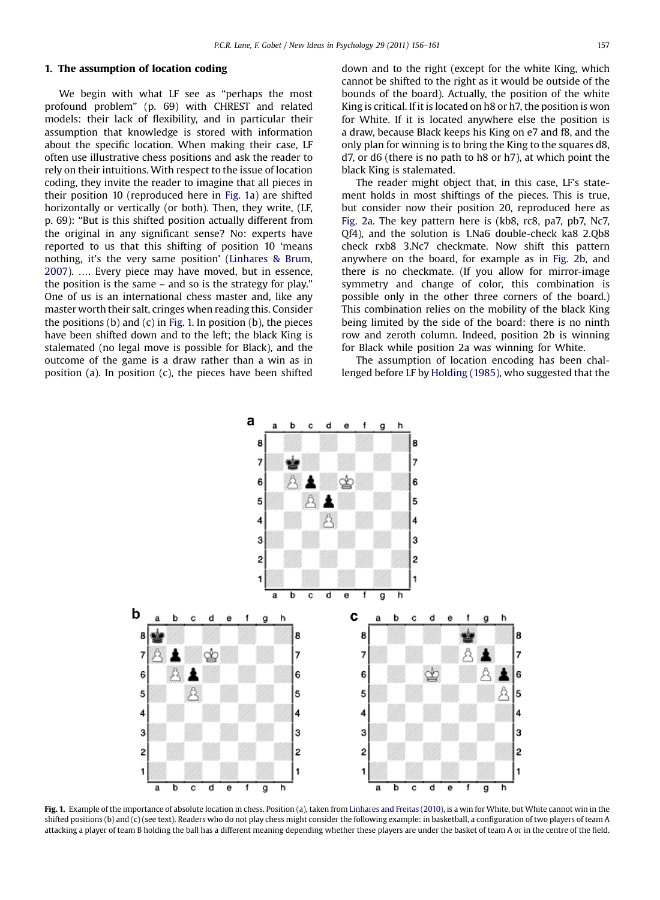## 1. The assumption of location coding

We begin with what LF see as "perhaps the most profound problem" (p. 69) with CHREST and related models: their lack of flexibility, and in particular their assumption that knowledge is stored with information about the specific location. When making their case, LF often use illustrative chess positions and ask the reader to rely on their intuitions. With respect to the issue of location coding, they invite the reader to imagine that all pieces in their position 10 (reproduced here in Fig. 1a) are shifted horizontally or vertically (or both). Then, they write, (LF, p. 69): "But is this shifted position actually different from the original in any significant sense? No: experts have reported to us that this shifting of position 10 'means nothing, it's the very same position' (Linhares & Brum, 2007). …. Every piece may have moved, but in essence, the position is the same – and so is the strategy for play." One of us is an international chess master and, like any master worth their salt, cringes when reading this. Consider the positions (b) and (c) in Fig. 1. In position (b), the pieces have been shifted down and to the left; the black King is stalemated (no legal move is possible for Black), and the outcome of the game is a draw rather than a win as in position (a). In position (c), the pieces have been shifted down and to the right (except for the white King, which cannot be shifted to the right as it would be outside of the bounds of the board). Actually, the position of the white King is critical. If it is located on h8 or h7, the position is won for White. If it is located anywhere else the position is a draw, because Black keeps his King on e7 and f8, and the only plan for winning is to bring the King to the squares d8, d7, or d6 (there is no path to h8 or h7), at which point the black King is stalemated.

The reader might object that, in this case, LF's statement holds in most shiftings of the pieces. This is true, but consider now their position 20, reproduced here as Fig. 2a. The key pattern here is (kb8, rc8, pa7, pb7, Nc7, Qf4), and the solution is 1.Na6 double-check ka8 2.Qb8 check rxb8 3.Nc7 checkmate. Now shift this pattern anywhere on the board, for example as in Fig. 2b, and there is no checkmate. (If you allow for mirror-image symmetry and change of color, this combination is possible only in the other three corners of the board.) This combination relies on the mobility of the black King being limited by the side of the board: there is no ninth row and zeroth column. Indeed, position 2b is winning for Black while position 2a was winning for White.

The assumption of location encoding has been challenged before LF by Holding (1985), who suggested that the

**Fig. 1.** Example of the importance of absolute location in chess. Position (a), taken from Linhares and Freitas (2010), is a win for White, but White cannot win in the shifted positions (b) and (c) (see text). Readers who do not play chess might consider the following example: in basketball, a configuration of two players of team A attacking a player of team B holding the ball has a different meaning depending whether these players are under the basket of team A or in the centre of the field.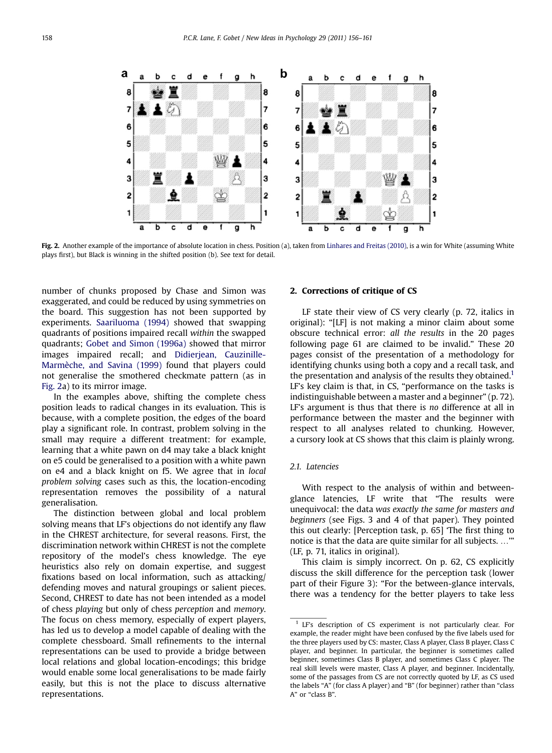**Fig. 2.** Another example of the importance of absolute location in chess. Position (a), taken from Linhares and Freitas (2010), is a win for White (assuming White plays first), but Black is winning in the shifted position (b). See text for detail.

number of chunks proposed by Chase and Simon was exaggerated, and could be reduced by using symmetries on the board. This suggestion has not been supported by experiments. Saariluoma (1994) showed that swapping quadrants of positions impaired recall *within* the swapped quadrants; Gobet and Simon (1996a) showed that mirror images impaired recall; and Didierjean, Cauzinille-Marmèche, and Savina (1999) found that players could not generalise the smothered checkmate pattern (as in Fig. 2a) to its mirror image.

In the examples above, shifting the complete chess position leads to radical changes in its evaluation. This is because, with a complete position, the edges of the board play a significant role. In contrast, problem solving in the small may require a different treatment: for example, learning that a white pawn on d4 may take a black knight on e5 could be generalised to a position with a white pawn on e4 and a black knight on f5. We agree that in *local problem solving* cases such as this, the location-encoding representation removes the possibility of a natural generalisation.

The distinction between global and local problem solving means that LF's objections do not identify any flaw in the CHREST architecture, for several reasons. First, the discrimination network within CHREST is not the complete repository of the model's chess knowledge. The eye heuristics also rely on domain expertise, and suggest fixations based on local information, such as attacking/defending moves and natural groupings or salient pieces. Second, CHREST to date has not been intended as a model of chess *playing* but only of chess *perception* and *memory*. The focus on chess memory, especially of expert players, has led us to develop a model capable of dealing with the complete chessboard. Small refinements to the internal representations can be used to provide a bridge between local relations and global location-encodings; this bridge would enable some local generalisations to be made fairly easily, but this is not the place to discuss alternative representations.

## 2. Corrections of critique of CS

LF state their view of CS very clearly (p. 72, italics in original): "[LF] is not making a minor claim about some obscure technical error: *all the results* in the 20 pages following page 61 are claimed to be invalid." These 20 pages consist of the presentation of a methodology for identifying chunks using both a copy and a recall task, and the presentation and analysis of the results they obtained.[1] LF's key claim is that, in CS, "performance on the tasks is indistinguishable between a master and a beginner" (p. 72). LF's argument is thus that there is *no* difference at all in performance between the master and the beginner with respect to all analyses related to chunking. However, a cursory look at CS shows that this claim is plainly wrong.

### 2.1. Latencies

With respect to the analysis of within and between-glance latencies, LF write that "The results were unequivocal: the data *was exactly the same for masters and beginners* (see Figs. 3 and 4 of that paper). They pointed this out clearly: [Perception task, p. 65] 'The first thing to notice is that the data are quite similar for all subjects. …'" (LF, p. 71, italics in original).

This claim is simply incorrect. On p. 62, CS explicitly discuss the skill difference for the perception task (lower part of their Figure 3): "For the between-glance intervals, there was a tendency for the better players to take less

[1] LF's description of CS experiment is not particularly clear. For example, the reader might have been confused by the five labels used for the three players used by CS: master, Class A player, Class B player, Class C player, and beginner. In particular, the beginner is sometimes called beginner, sometimes Class B player, and sometimes Class C player. The real skill levels were master, Class A player, and beginner. Incidentally, some of the passages from CS are not correctly quoted by LF, as CS used the labels "A" (for class A player) and "B" (for beginner) rather than "class A" or "class B".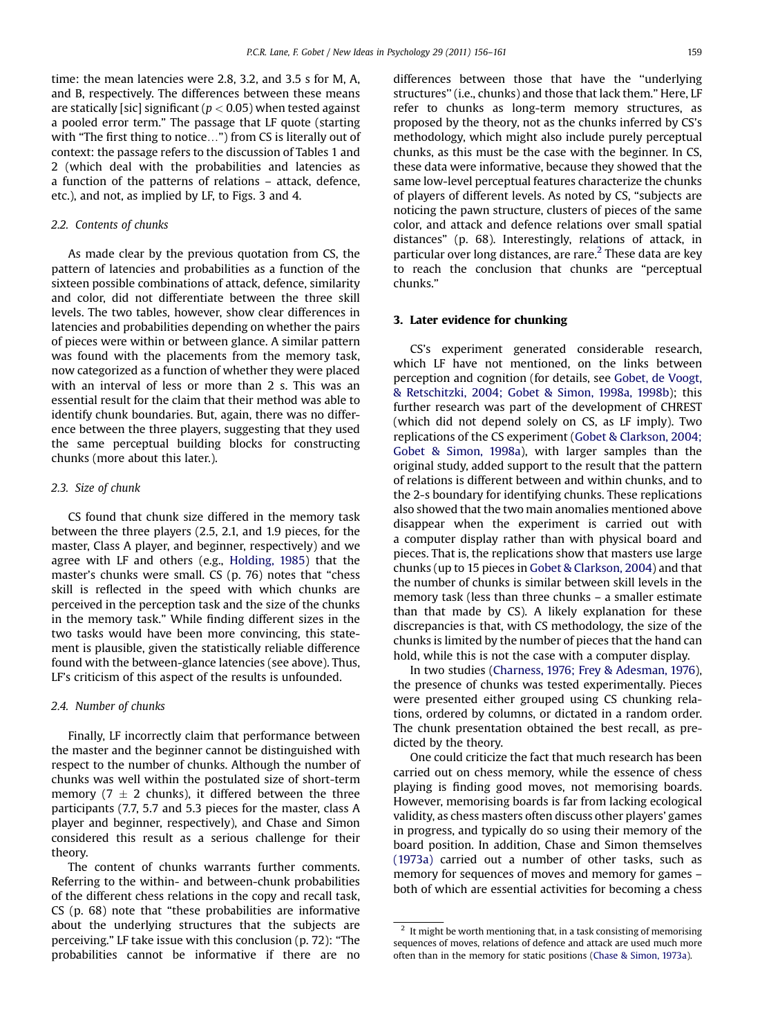time: the mean latencies were 2.8, 3.2, and 3.5 s for M, A, and B, respectively. The differences between these means are statically [sic] significant ($p < 0.05$) when tested against a pooled error term." The passage that LF quote (starting with "The first thing to notice…") from CS is literally out of context: the passage refers to the discussion of Tables 1 and 2 (which deal with the probabilities and latencies as a function of the patterns of relations – attack, defence, etc.), and not, as implied by LF, to Figs. 3 and 4.

### 2.2. Contents of chunks

As made clear by the previous quotation from CS, the pattern of latencies and probabilities as a function of the sixteen possible combinations of attack, defence, similarity and color, did not differentiate between the three skill levels. The two tables, however, show clear differences in latencies and probabilities depending on whether the pairs of pieces were within or between glance. A similar pattern was found with the placements from the memory task, now categorized as a function of whether they were placed with an interval of less or more than 2 s. This was an essential result for the claim that their method was able to identify chunk boundaries. But, again, there was no difference between the three players, suggesting that they used the same perceptual building blocks for constructing chunks (more about this later.).

### 2.3. Size of chunk

CS found that chunk size differed in the memory task between the three players (2.5, 2.1, and 1.9 pieces, for the master, Class A player, and beginner, respectively) and we agree with LF and others (e.g., Holding, 1985) that the master's chunks were small. CS (p. 76) notes that "chess skill is reflected in the speed with which chunks are perceived in the perception task and the size of the chunks in the memory task." While finding different sizes in the two tasks would have been more convincing, this statement is plausible, given the statistically reliable difference found with the between-glance latencies (see above). Thus, LF's criticism of this aspect of the results is unfounded.

### 2.4. Number of chunks

Finally, LF incorrectly claim that performance between the master and the beginner cannot be distinguished with respect to the number of chunks. Although the number of chunks was well within the postulated size of short-term memory ($7 \pm 2$ chunks), it differed between the three participants (7.7, 5.7 and 5.3 pieces for the master, class A player and beginner, respectively), and Chase and Simon considered this result as a serious challenge for their theory.

The content of chunks warrants further comments. Referring to the within- and between-chunk probabilities of the different chess relations in the copy and recall task, CS (p. 68) note that "these probabilities are informative about the underlying structures that the subjects are perceiving." LF take issue with this conclusion (p. 72): "The probabilities cannot be informative if there are no differences between those that have the "underlying structures" (i.e., chunks) and those that lack them." Here, LF refer to chunks as long-term memory structures, as proposed by the theory, not as the chunks inferred by CS's methodology, which might also include purely perceptual chunks, as this must be the case with the beginner. In CS, these data were informative, because they showed that the same low-level perceptual features characterize the chunks of players of different levels. As noted by CS, "subjects are noticing the pawn structure, clusters of pieces of the same color, and attack and defence relations over small spatial distances" (p. 68). Interestingly, relations of attack, in particular over long distances, are rare.[2] These data are key to reach the conclusion that chunks are "perceptual chunks."

## 3. Later evidence for chunking

CS's experiment generated considerable research, which LF have not mentioned, on the links between perception and cognition (for details, see Gobet, de Voogt, & Retschitzki, 2004; Gobet & Simon, 1998a, 1998b); this further research was part of the development of CHREST (which did not depend solely on CS, as LF imply). Two replications of the CS experiment (Gobet & Clarkson, 2004; Gobet & Simon, 1998a), with larger samples than the original study, added support to the result that the pattern of relations is different between and within chunks, and to the 2-s boundary for identifying chunks. These replications also showed that the two main anomalies mentioned above disappear when the experiment is carried out with a computer display rather than with physical board and pieces. That is, the replications show that masters use large chunks (up to 15 pieces in Gobet & Clarkson, 2004) and that the number of chunks is similar between skill levels in the memory task (less than three chunks – a smaller estimate than that made by CS). A likely explanation for these discrepancies is that, with CS methodology, the size of the chunks is limited by the number of pieces that the hand can hold, while this is not the case with a computer display.

In two studies (Charness, 1976; Frey & Adesman, 1976), the presence of chunks was tested experimentally. Pieces were presented either grouped using CS chunking relations, ordered by columns, or dictated in a random order. The chunk presentation obtained the best recall, as predicted by the theory.

One could criticize the fact that much research has been carried out on chess memory, while the essence of chess playing is finding good moves, not memorising boards. However, memorising boards is far from lacking ecological validity, as chess masters often discuss other players' games in progress, and typically do so using their memory of the board position. In addition, Chase and Simon themselves (1973a) carried out a number of other tasks, such as memory for sequences of moves and memory for games – both of which are essential activities for becoming a chess

[2] It might be worth mentioning that, in a task consisting of memorising sequences of moves, relations of defence and attack are used much more often than in the memory for static positions (Chase & Simon, 1973a).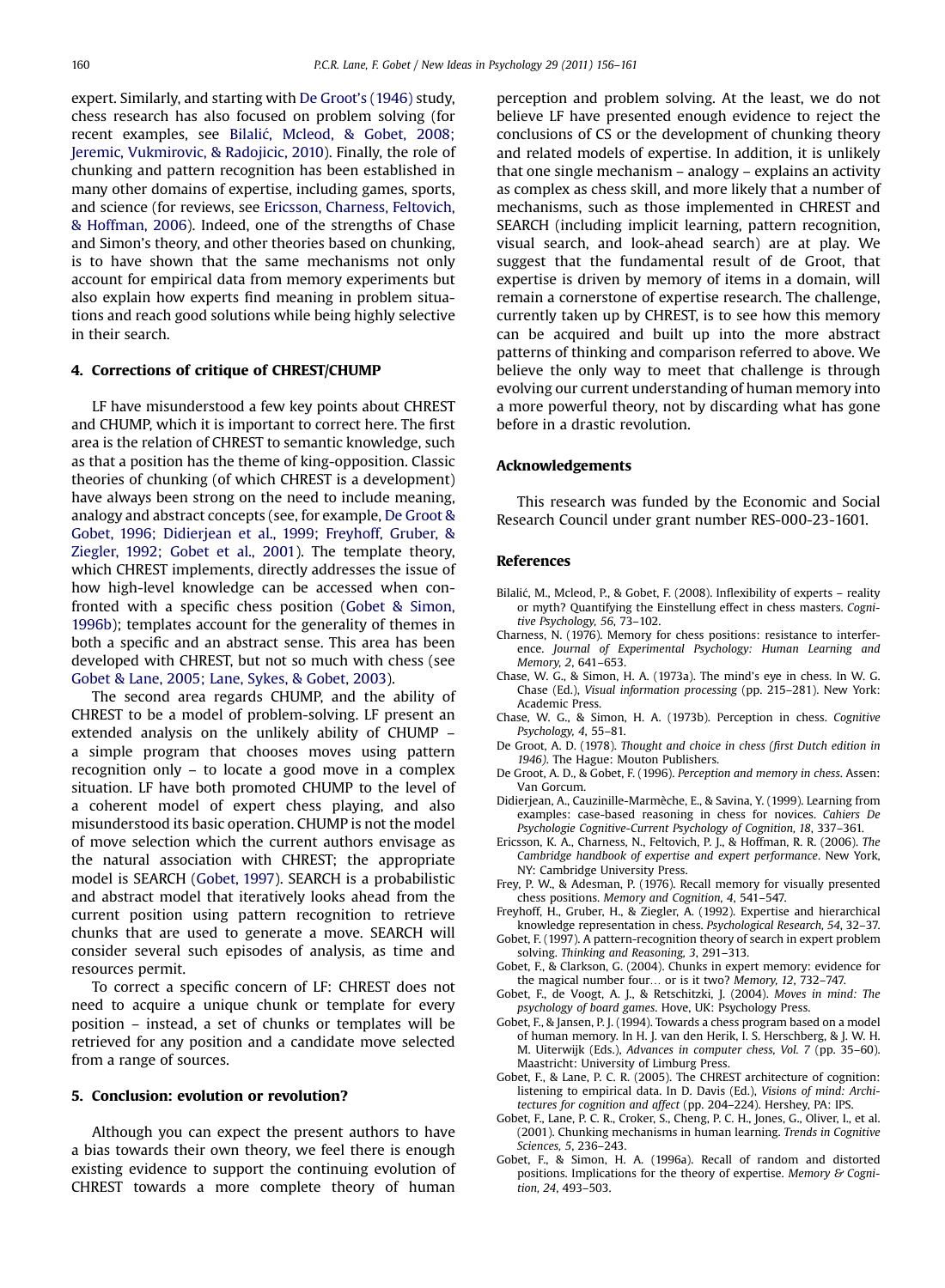expert. Similarly, and starting with De Groot's (1946) study, chess research has also focused on problem solving (for recent examples, see Bilalić, Mcleod, & Gobet, 2008; Jeremic, Vukmirovic, & Radojicic, 2010). Finally, the role of chunking and pattern recognition has been established in many other domains of expertise, including games, sports, and science (for reviews, see Ericsson, Charness, Feltovich, & Hoffman, 2006). Indeed, one of the strengths of Chase and Simon's theory, and other theories based on chunking, is to have shown that the same mechanisms not only account for empirical data from memory experiments but also explain how experts find meaning in problem situations and reach good solutions while being highly selective in their search.

## 4. Corrections of critique of CHREST/CHUMP

LF have misunderstood a few key points about CHREST and CHUMP, which it is important to correct here. The first area is the relation of CHREST to semantic knowledge, such as that a position has the theme of king-opposition. Classic theories of chunking (of which CHREST is a development) have always been strong on the need to include meaning, analogy and abstract concepts (see, for example, De Groot & Gobet, 1996; Didierjean et al., 1999; Freyhoff, Gruber, & Ziegler, 1992; Gobet et al., 2001). The template theory, which CHREST implements, directly addresses the issue of how high-level knowledge can be accessed when confronted with a specific chess position (Gobet & Simon, 1996b); templates account for the generality of themes in both a specific and an abstract sense. This area has been developed with CHREST, but not so much with chess (see Gobet & Lane, 2005; Lane, Sykes, & Gobet, 2003).

The second area regards CHUMP, and the ability of CHREST to be a model of problem-solving. LF present an extended analysis on the unlikely ability of CHUMP – a simple program that chooses moves using pattern recognition only – to locate a good move in a complex situation. LF have both promoted CHUMP to the level of a coherent model of expert chess playing, and also misunderstood its basic operation. CHUMP is not the model of move selection which the current authors envisage as the natural association with CHREST; the appropriate model is SEARCH (Gobet, 1997). SEARCH is a probabilistic and abstract model that iteratively looks ahead from the current position using pattern recognition to retrieve chunks that are used to generate a move. SEARCH will consider several such episodes of analysis, as time and resources permit.

To correct a specific concern of LF: CHREST does not need to acquire a unique chunk or template for every position – instead, a set of chunks or templates will be retrieved for any position and a candidate move selected from a range of sources.

## 5. Conclusion: evolution or revolution?

Although you can expect the present authors to have a bias towards their own theory, we feel there is enough existing evidence to support the continuing evolution of CHREST towards a more complete theory of human perception and problem solving. At the least, we do not believe LF have presented enough evidence to reject the conclusions of CS or the development of chunking theory and related models of expertise. In addition, it is unlikely that one single mechanism – analogy – explains an activity as complex as chess skill, and more likely that a number of mechanisms, such as those implemented in CHREST and SEARCH (including implicit learning, pattern recognition, visual search, and look-ahead search) are at play. We suggest that the fundamental result of de Groot, that expertise is driven by memory of items in a domain, will remain a cornerstone of expertise research. The challenge, currently taken up by CHREST, is to see how this memory can be acquired and built up into the more abstract patterns of thinking and comparison referred to above. We believe the only way to meet that challenge is through evolving our current understanding of human memory into a more powerful theory, not by discarding what has gone before in a drastic revolution.

## Acknowledgements

This research was funded by the Economic and Social Research Council under grant number RES-000-23-1601.

## References

Bilalić, M., Mcleod, P., & Gobet, F. (2008). Inflexibility of experts – reality or myth? Quantifying the Einstellung effect in chess masters. *Cognitive Psychology, 56*, 73–102.

Charness, N. (1976). Memory for chess positions: resistance to interference. *Journal of Experimental Psychology: Human Learning and Memory, 2*, 641–653.

Chase, W. G., & Simon, H. A. (1973a). The mind's eye in chess. In W. G. Chase (Ed.), *Visual information processing* (pp. 215–281). New York: Academic Press.

Chase, W. G., & Simon, H. A. (1973b). Perception in chess. *Cognitive Psychology, 4*, 55–81.

De Groot, A. D. (1978). *Thought and choice in chess (first Dutch edition in 1946)*. The Hague: Mouton Publishers.

De Groot, A. D., & Gobet, F. (1996). *Perception and memory in chess*. Assen: Van Gorcum.

Didierjean, A., Cauzinille-Marmèche, E., & Savina, Y. (1999). Learning from examples: case-based reasoning in chess for novices. *Cahiers De Psychologie Cognitive-Current Psychology of Cognition, 18*, 337–361.

Ericsson, K. A., Charness, N., Feltovich, P. J., & Hoffman, R. R. (2006). *The Cambridge handbook of expertise and expert performance*. New York, NY: Cambridge University Press.

Frey, P. W., & Adesman, P. (1976). Recall memory for visually presented chess positions. *Memory and Cognition, 4*, 541–547.

Freyhoff, H., Gruber, H., & Ziegler, A. (1992). Expertise and hierarchical knowledge representation in chess. *Psychological Research, 54*, 32–37.

Gobet, F. (1997). A pattern-recognition theory of search in expert problem solving. *Thinking and Reasoning, 3*, 291–313.

Gobet, F., & Clarkson, G. (2004). Chunks in expert memory: evidence for the magical number four... or is it two? *Memory, 12*, 732–747.

Gobet, F., de Voogt, A. J., & Retschitzki, J. (2004). *Moves in mind: The psychology of board games*. Hove, UK: Psychology Press.

Gobet, F., & Jansen, P. J. (1994). Towards a chess program based on a model of human memory. In H. J. van den Herik, I. S. Herschberg, & J. W. H. M. Uiterwijk (Eds.), *Advances in computer chess, Vol. 7* (pp. 35–60). Maastricht: University of Limburg Press.

Gobet, F., & Lane, P. C. R. (2005). The CHREST architecture of cognition: listening to empirical data. In D. Davis (Ed.), *Visions of mind: Architectures for cognition and affect* (pp. 204–224). Hershey, PA: IPS.

Gobet, F., Lane, P. C. R., Croker, S., Cheng, P. C. H., Jones, G., Oliver, I., et al. (2001). Chunking mechanisms in human learning. *Trends in Cognitive Sciences, 5*, 236–243.

Gobet, F., & Simon, H. A. (1996a). Recall of random and distorted positions. Implications for the theory of expertise. *Memory & Cognition, 24*, 493–503.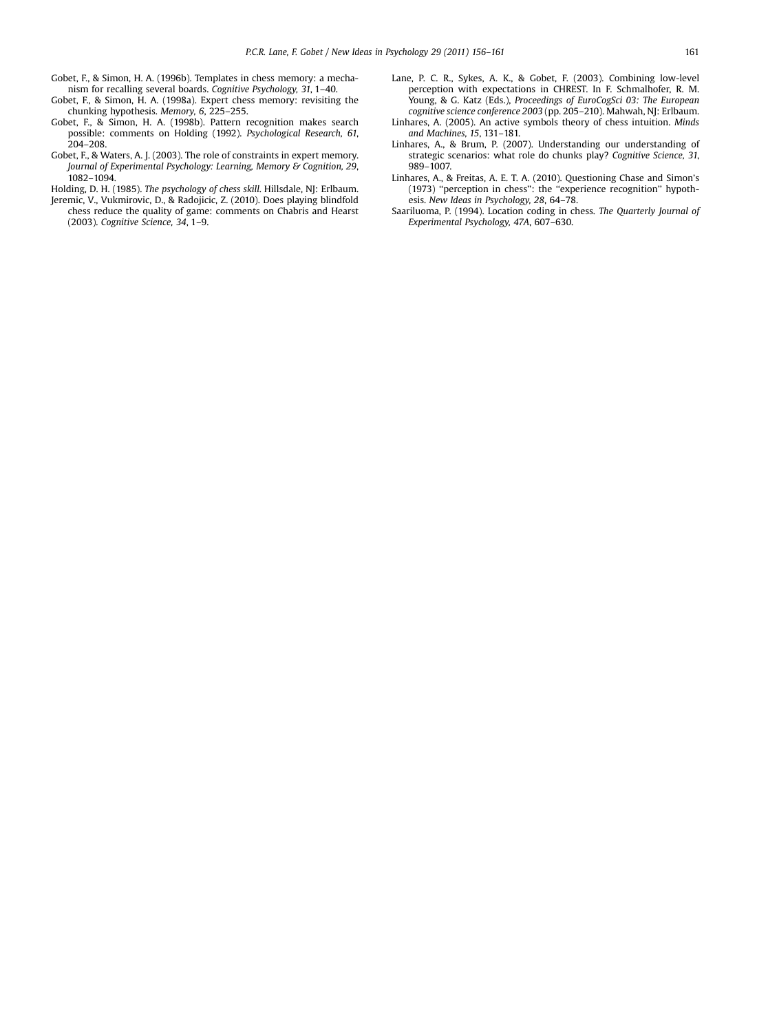Gobet, F., & Simon, H. A. (1996b). Templates in chess memory: a mechanism for recalling several boards. *Cognitive Psychology, 31*, 1–40.

Gobet, F., & Simon, H. A. (1998a). Expert chess memory: revisiting the chunking hypothesis. *Memory, 6*, 225–255.

Gobet, F., & Simon, H. A. (1998b). Pattern recognition makes search possible: comments on Holding (1992). *Psychological Research, 61*, 204–208.

Gobet, F., & Waters, A. J. (2003). The role of constraints in expert memory. *Journal of Experimental Psychology: Learning, Memory & Cognition, 29*, 1082–1094.

Holding, D. H. (1985). *The psychology of chess skill*. Hillsdale, NJ: Erlbaum.

Jeremic, V., Vukmirovic, D., & Radojicic, Z. (2010). Does playing blindfold chess reduce the quality of game: comments on Chabris and Hearst (2003). *Cognitive Science, 34*, 1–9.

Lane, P. C. R., Sykes, A. K., & Gobet, F. (2003). Combining low-level perception with expectations in CHREST. In F. Schmalhofer, R. M. Young, & G. Katz (Eds.), *Proceedings of EuroCogSci 03: The European cognitive science conference 2003* (pp. 205–210). Mahwah, NJ: Erlbaum.

Linhares, A. (2005). An active symbols theory of chess intuition. *Minds and Machines, 15*, 131–181.

Linhares, A., & Brum, P. (2007). Understanding our understanding of strategic scenarios: what role do chunks play? *Cognitive Science, 31*, 989–1007.

Linhares, A., & Freitas, A. E. T. A. (2010). Questioning Chase and Simon's (1973) "perception in chess": the "experience recognition" hypothesis. *New Ideas in Psychology, 28*, 64–78.

Saariluoma, P. (1994). Location coding in chess. *The Quarterly Journal of Experimental Psychology, 47A*, 607–630.